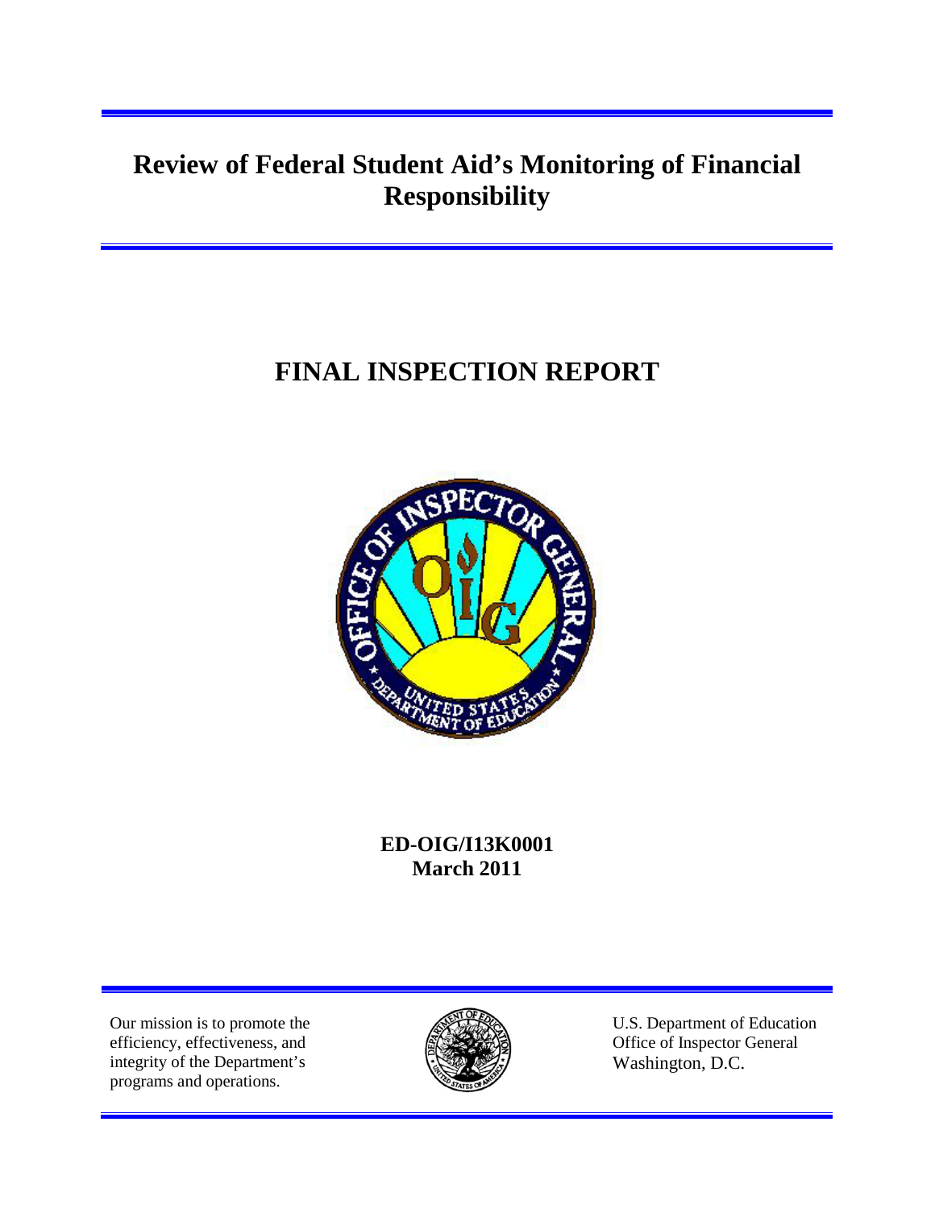# Review of Federal Student Aid's Monitoring of Financial Responsibility

## FINAL INSPECTION REPORT

**ED-OIG/I13K0001**
**March 2011**

Our mission is to promote the efficiency, effectiveness, and integrity of the Department's programs and operations.

U.S. Department of Education
Office of Inspector General
Washington, D.C.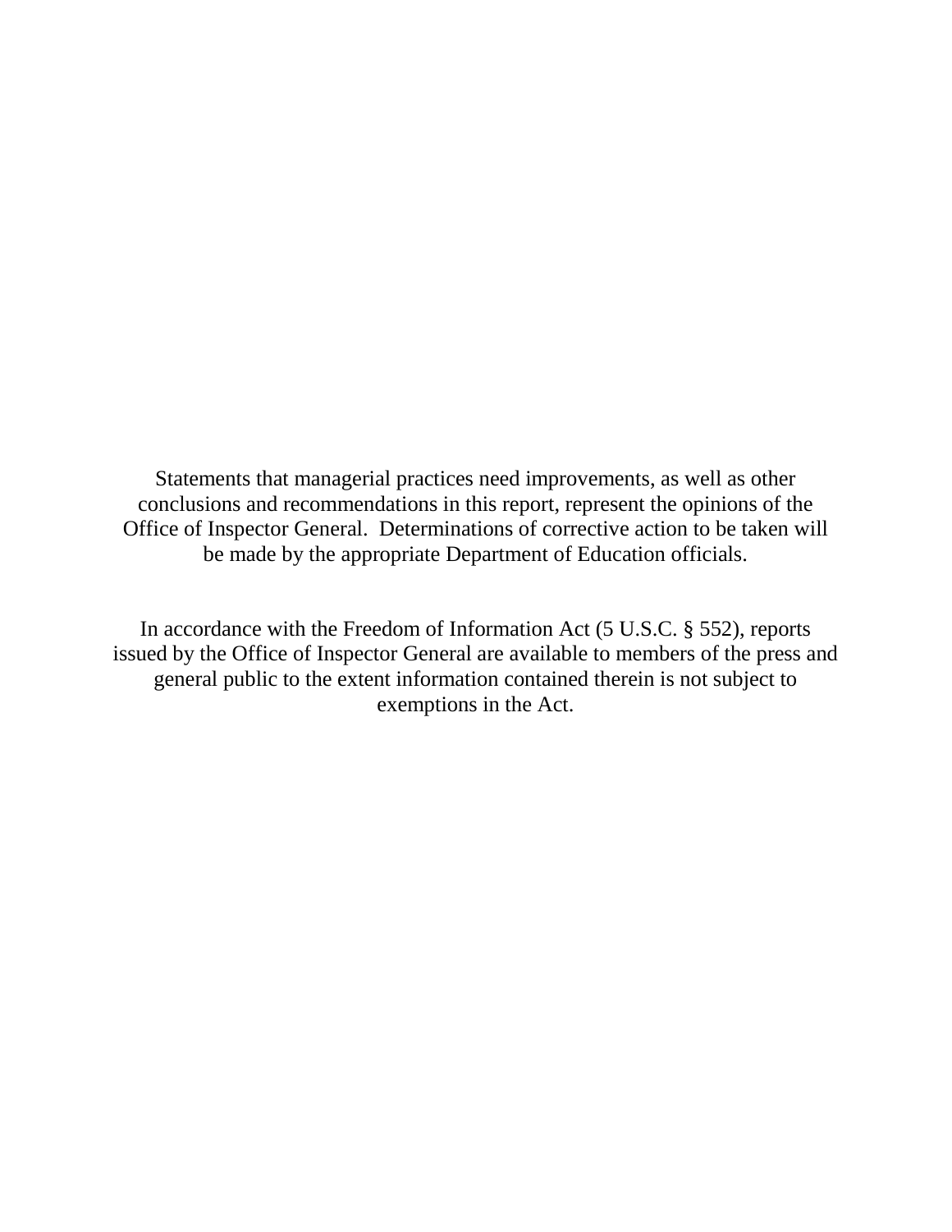Statements that managerial practices need improvements, as well as other conclusions and recommendations in this report, represent the opinions of the Office of Inspector General. Determinations of corrective action to be taken will be made by the appropriate Department of Education officials.

In accordance with the Freedom of Information Act (5 U.S.C. § 552), reports issued by the Office of Inspector General are available to members of the press and general public to the extent information contained therein is not subject to exemptions in the Act.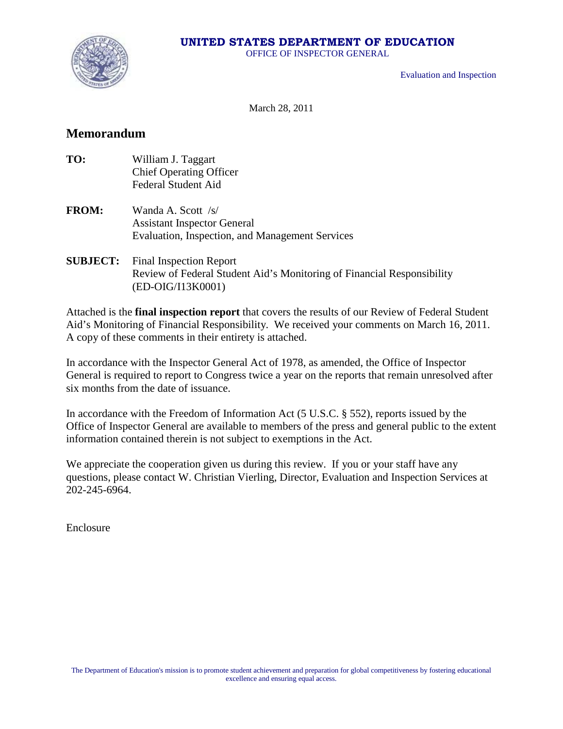**UNITED STATES DEPARTMENT OF EDUCATION**
OFFICE OF INSPECTOR GENERAL

Evaluation and Inspection

March 28, 2011

## Memorandum

**TO:** William J. Taggart
Chief Operating Officer
Federal Student Aid

**FROM:** Wanda A. Scott /s/
Assistant Inspector General
Evaluation, Inspection, and Management Services

**SUBJECT:** Final Inspection Report
Review of Federal Student Aid's Monitoring of Financial Responsibility
(ED-OIG/I13K0001)

Attached is the **final inspection report** that covers the results of our Review of Federal Student Aid's Monitoring of Financial Responsibility. We received your comments on March 16, 2011. A copy of these comments in their entirety is attached.

In accordance with the Inspector General Act of 1978, as amended, the Office of Inspector General is required to report to Congress twice a year on the reports that remain unresolved after six months from the date of issuance.

In accordance with the Freedom of Information Act (5 U.S.C. § 552), reports issued by the Office of Inspector General are available to members of the press and general public to the extent information contained therein is not subject to exemptions in the Act.

We appreciate the cooperation given us during this review. If you or your staff have any questions, please contact W. Christian Vierling, Director, Evaluation and Inspection Services at 202-245-6964.

Enclosure

The Department of Education's mission is to promote student achievement and preparation for global competitiveness by fostering educational excellence and ensuring equal access.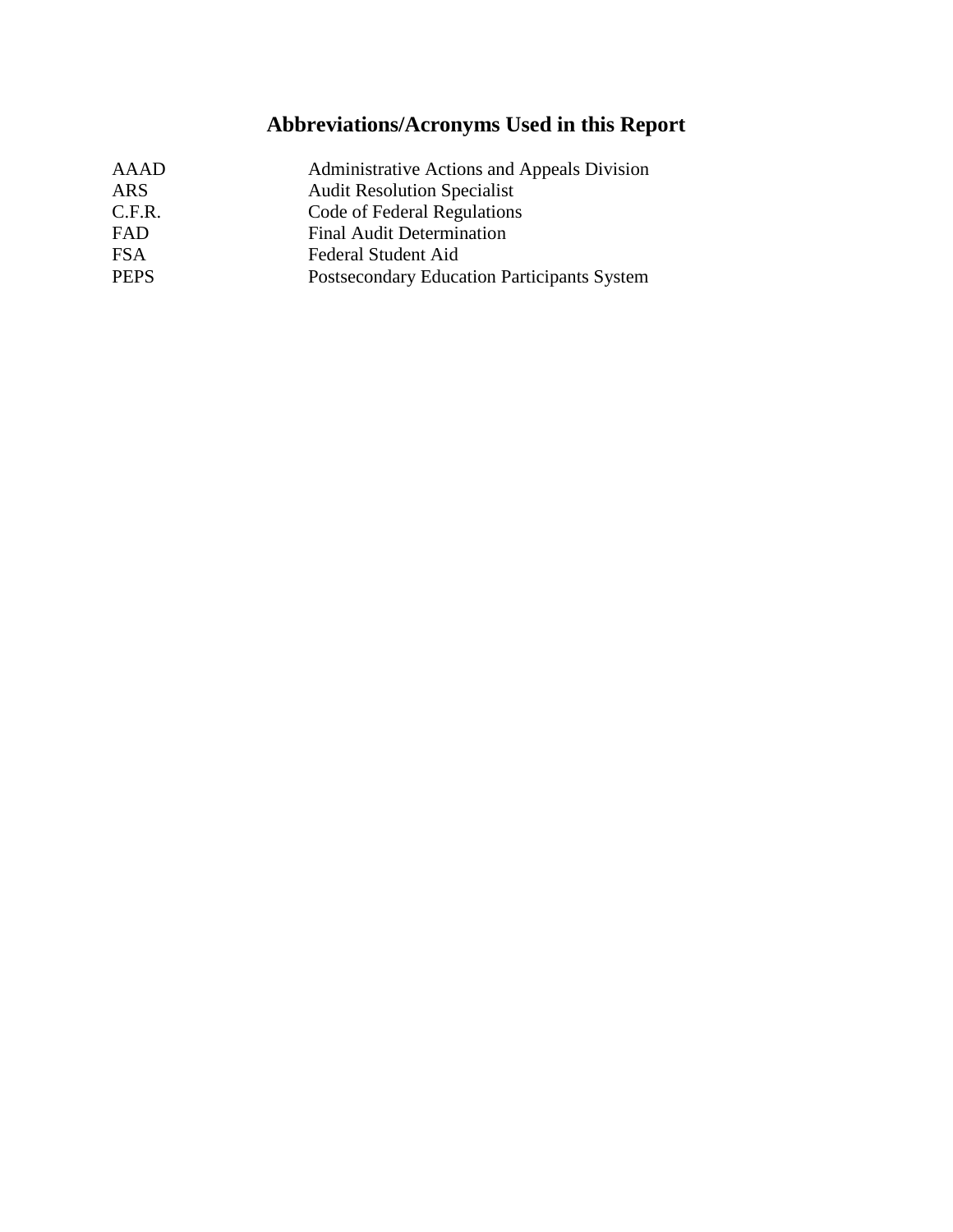# Abbreviations/Acronyms Used in this Report

| | |
|---|---|
| AAAD | Administrative Actions and Appeals Division |
| ARS | Audit Resolution Specialist |
| C.F.R. | Code of Federal Regulations |
| FAD | Final Audit Determination |
| FSA | Federal Student Aid |
| PEPS | Postsecondary Education Participants System |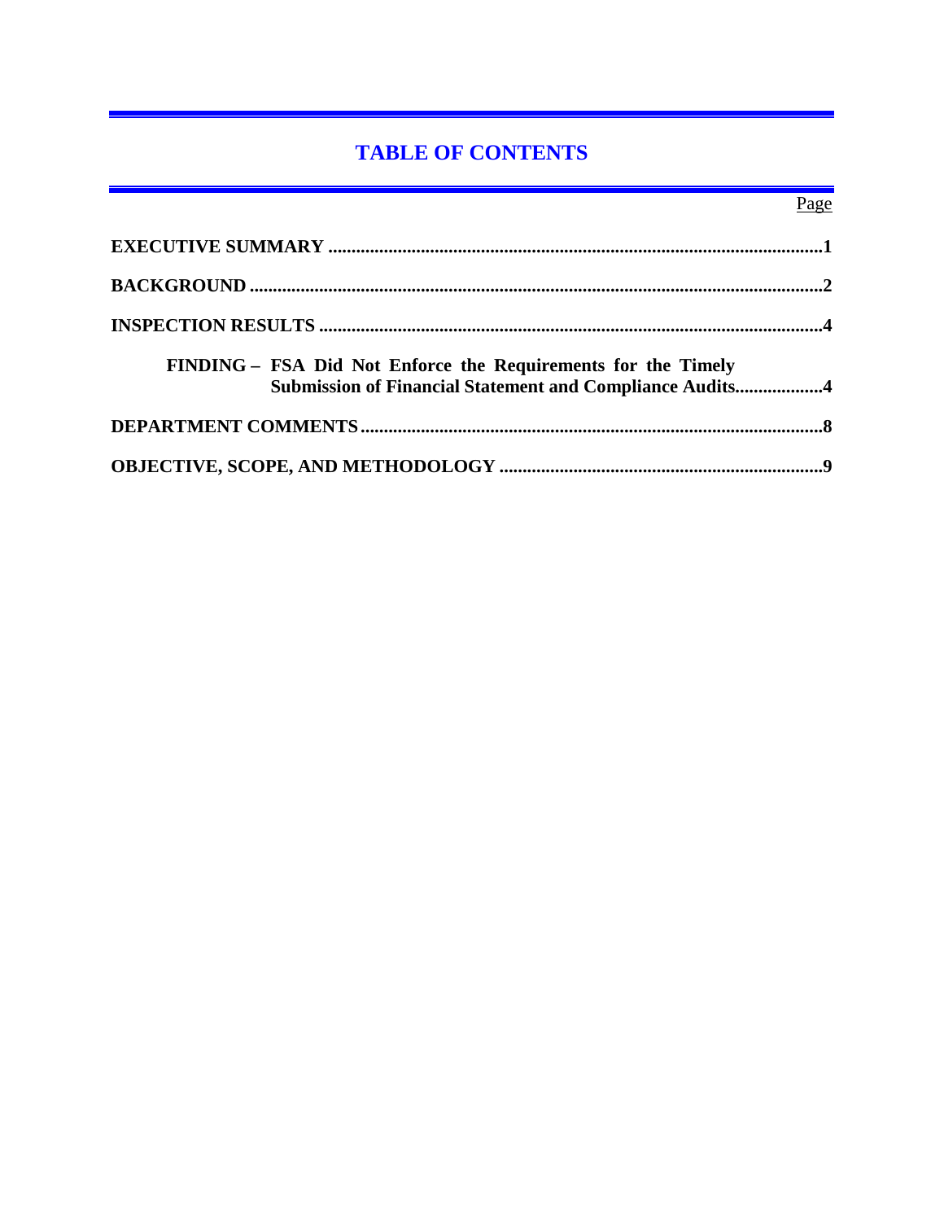# TABLE OF CONTENTS

Page

**EXECUTIVE SUMMARY** .......................................................................................................**1**

**BACKGROUND** ......................................................................................................................**2**

**INSPECTION RESULTS** .........................................................................................................**4**

**FINDING – FSA Did Not Enforce the Requirements for the Timely Submission of Financial Statement and Compliance Audits**..................**4**

**DEPARTMENT COMMENTS**..................................................................................................**8**

**OBJECTIVE, SCOPE, AND METHODOLOGY** ....................................................................**9**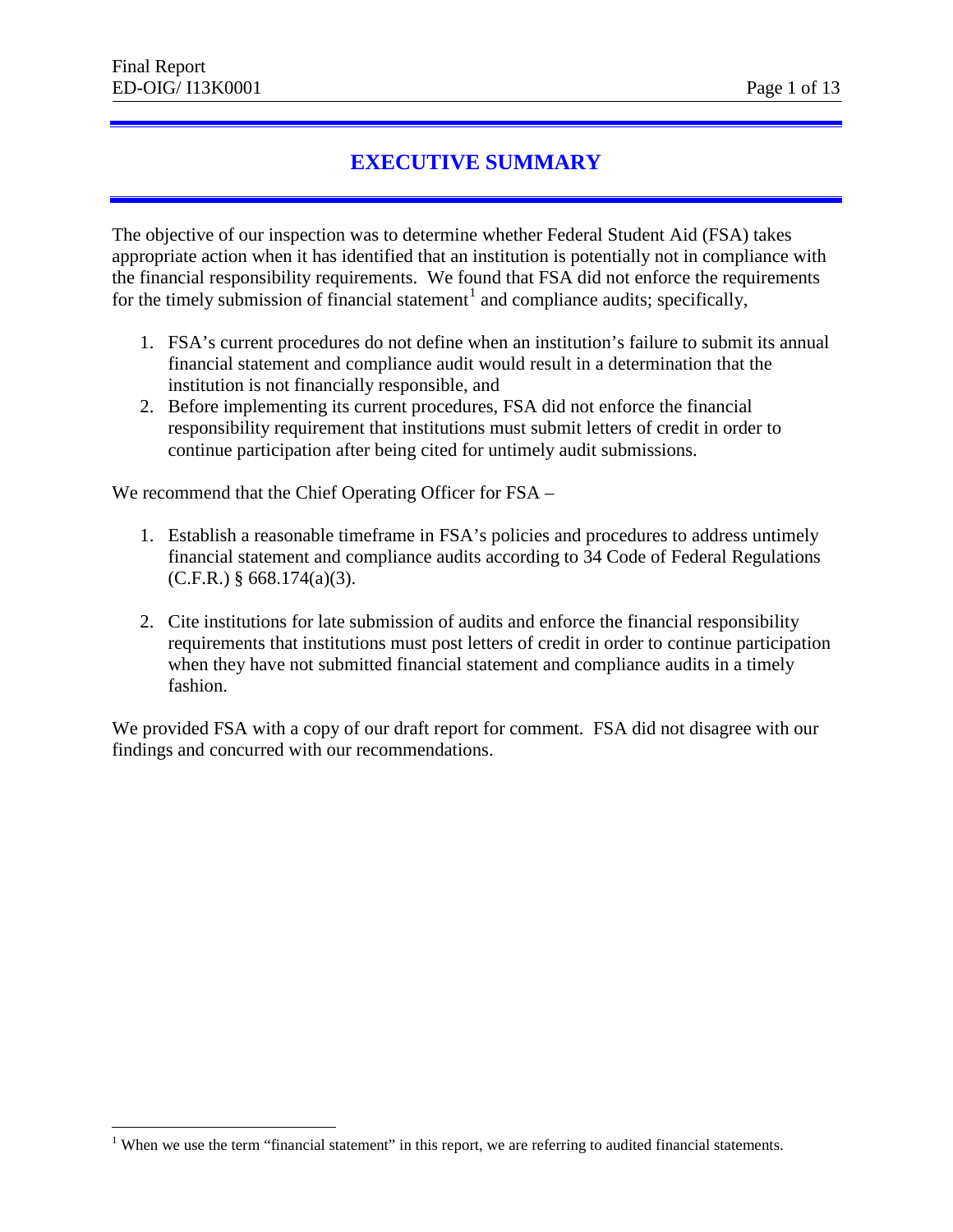# EXECUTIVE SUMMARY

The objective of our inspection was to determine whether Federal Student Aid (FSA) takes appropriate action when it has identified that an institution is potentially not in compliance with the financial responsibility requirements. We found that FSA did not enforce the requirements for the timely submission of financial statement[1] and compliance audits; specifically,

1. FSA's current procedures do not define when an institution's failure to submit its annual financial statement and compliance audit would result in a determination that the institution is not financially responsible, and
2. Before implementing its current procedures, FSA did not enforce the financial responsibility requirement that institutions must submit letters of credit in order to continue participation after being cited for untimely audit submissions.

We recommend that the Chief Operating Officer for FSA –

1. Establish a reasonable timeframe in FSA's policies and procedures to address untimely financial statement and compliance audits according to 34 Code of Federal Regulations (C.F.R.) § 668.174(a)(3).

2. Cite institutions for late submission of audits and enforce the financial responsibility requirements that institutions must post letters of credit in order to continue participation when they have not submitted financial statement and compliance audits in a timely fashion.

We provided FSA with a copy of our draft report for comment. FSA did not disagree with our findings and concurred with our recommendations.

[1] When we use the term "financial statement" in this report, we are referring to audited financial statements.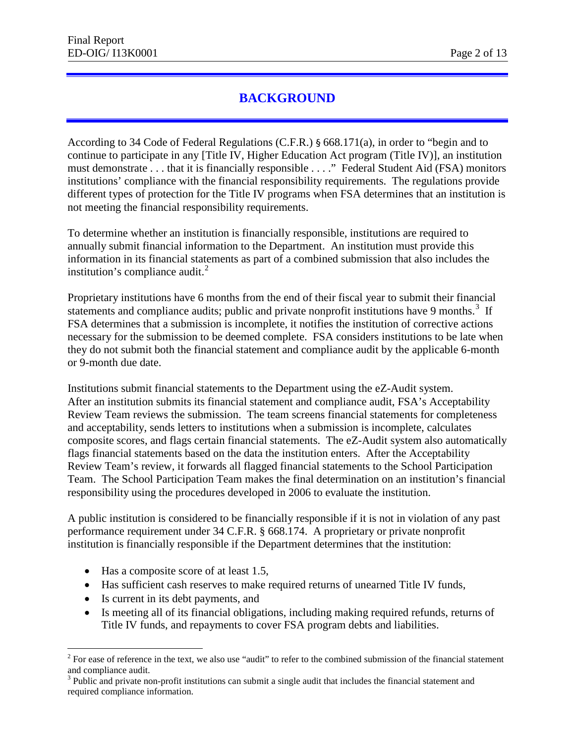# BACKGROUND

According to 34 Code of Federal Regulations (C.F.R.) § 668.171(a), in order to "begin and to continue to participate in any [Title IV, Higher Education Act program (Title IV)], an institution must demonstrate . . . that it is financially responsible . . . ." Federal Student Aid (FSA) monitors institutions' compliance with the financial responsibility requirements. The regulations provide different types of protection for the Title IV programs when FSA determines that an institution is not meeting the financial responsibility requirements.

To determine whether an institution is financially responsible, institutions are required to annually submit financial information to the Department. An institution must provide this information in its financial statements as part of a combined submission that also includes the institution's compliance audit.[2]

Proprietary institutions have 6 months from the end of their fiscal year to submit their financial statements and compliance audits; public and private nonprofit institutions have 9 months.[3] If FSA determines that a submission is incomplete, it notifies the institution of corrective actions necessary for the submission to be deemed complete. FSA considers institutions to be late when they do not submit both the financial statement and compliance audit by the applicable 6-month or 9-month due date.

Institutions submit financial statements to the Department using the eZ-Audit system. After an institution submits its financial statement and compliance audit, FSA's Acceptability Review Team reviews the submission. The team screens financial statements for completeness and acceptability, sends letters to institutions when a submission is incomplete, calculates composite scores, and flags certain financial statements. The eZ-Audit system also automatically flags financial statements based on the data the institution enters. After the Acceptability Review Team's review, it forwards all flagged financial statements to the School Participation Team. The School Participation Team makes the final determination on an institution's financial responsibility using the procedures developed in 2006 to evaluate the institution.

A public institution is considered to be financially responsible if it is not in violation of any past performance requirement under 34 C.F.R. § 668.174. A proprietary or private nonprofit institution is financially responsible if the Department determines that the institution:

- Has a composite score of at least 1.5,
- Has sufficient cash reserves to make required returns of unearned Title IV funds,
- Is current in its debt payments, and
- Is meeting all of its financial obligations, including making required refunds, returns of Title IV funds, and repayments to cover FSA program debts and liabilities.

---

[2] For ease of reference in the text, we also use "audit" to refer to the combined submission of the financial statement and compliance audit.

[3] Public and private non-profit institutions can submit a single audit that includes the financial statement and required compliance information.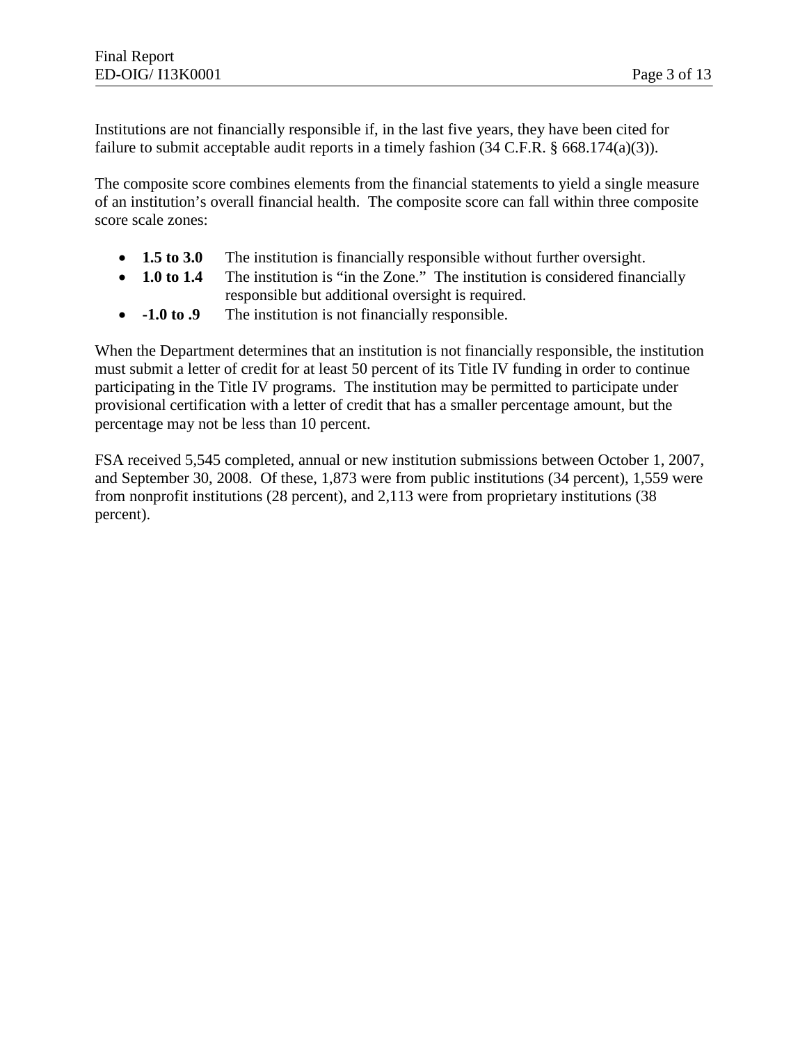Institutions are not financially responsible if, in the last five years, they have been cited for failure to submit acceptable audit reports in a timely fashion (34 C.F.R. § 668.174(a)(3)).

The composite score combines elements from the financial statements to yield a single measure of an institution's overall financial health. The composite score can fall within three composite score scale zones:

- **1.5 to 3.0** The institution is financially responsible without further oversight.
- **1.0 to 1.4** The institution is "in the Zone." The institution is considered financially responsible but additional oversight is required.
- **-1.0 to .9** The institution is not financially responsible.

When the Department determines that an institution is not financially responsible, the institution must submit a letter of credit for at least 50 percent of its Title IV funding in order to continue participating in the Title IV programs. The institution may be permitted to participate under provisional certification with a letter of credit that has a smaller percentage amount, but the percentage may not be less than 10 percent.

FSA received 5,545 completed, annual or new institution submissions between October 1, 2007, and September 30, 2008. Of these, 1,873 were from public institutions (34 percent), 1,559 were from nonprofit institutions (28 percent), and 2,113 were from proprietary institutions (38 percent).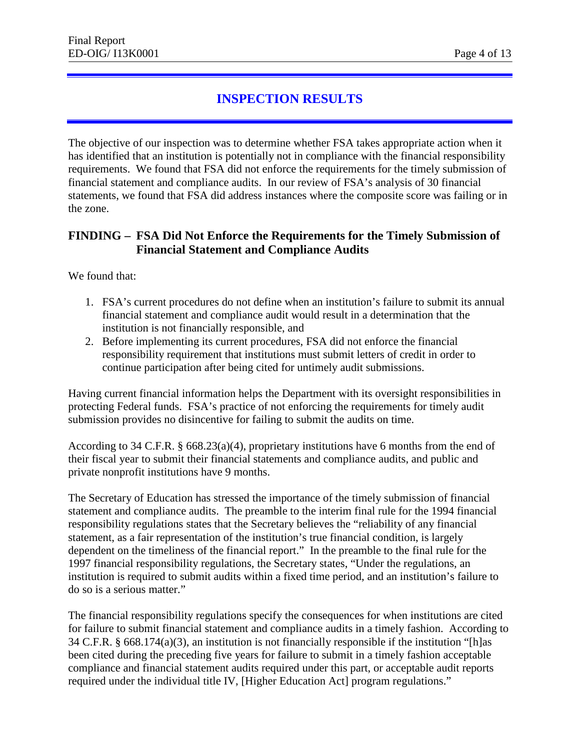## INSPECTION RESULTS

The objective of our inspection was to determine whether FSA takes appropriate action when it has identified that an institution is potentially not in compliance with the financial responsibility requirements. We found that FSA did not enforce the requirements for the timely submission of financial statement and compliance audits. In our review of FSA's analysis of 30 financial statements, we found that FSA did address instances where the composite score was failing or in the zone.

### FINDING – FSA Did Not Enforce the Requirements for the Timely Submission of Financial Statement and Compliance Audits

We found that:

1. FSA's current procedures do not define when an institution's failure to submit its annual financial statement and compliance audit would result in a determination that the institution is not financially responsible, and
2. Before implementing its current procedures, FSA did not enforce the financial responsibility requirement that institutions must submit letters of credit in order to continue participation after being cited for untimely audit submissions.

Having current financial information helps the Department with its oversight responsibilities in protecting Federal funds. FSA's practice of not enforcing the requirements for timely audit submission provides no disincentive for failing to submit the audits on time.

According to 34 C.F.R. § 668.23(a)(4), proprietary institutions have 6 months from the end of their fiscal year to submit their financial statements and compliance audits, and public and private nonprofit institutions have 9 months.

The Secretary of Education has stressed the importance of the timely submission of financial statement and compliance audits. The preamble to the interim final rule for the 1994 financial responsibility regulations states that the Secretary believes the "reliability of any financial statement, as a fair representation of the institution's true financial condition, is largely dependent on the timeliness of the financial report." In the preamble to the final rule for the 1997 financial responsibility regulations, the Secretary states, "Under the regulations, an institution is required to submit audits within a fixed time period, and an institution's failure to do so is a serious matter."

The financial responsibility regulations specify the consequences for when institutions are cited for failure to submit financial statement and compliance audits in a timely fashion. According to 34 C.F.R. § 668.174(a)(3), an institution is not financially responsible if the institution "[h]as been cited during the preceding five years for failure to submit in a timely fashion acceptable compliance and financial statement audits required under this part, or acceptable audit reports required under the individual title IV, [Higher Education Act] program regulations."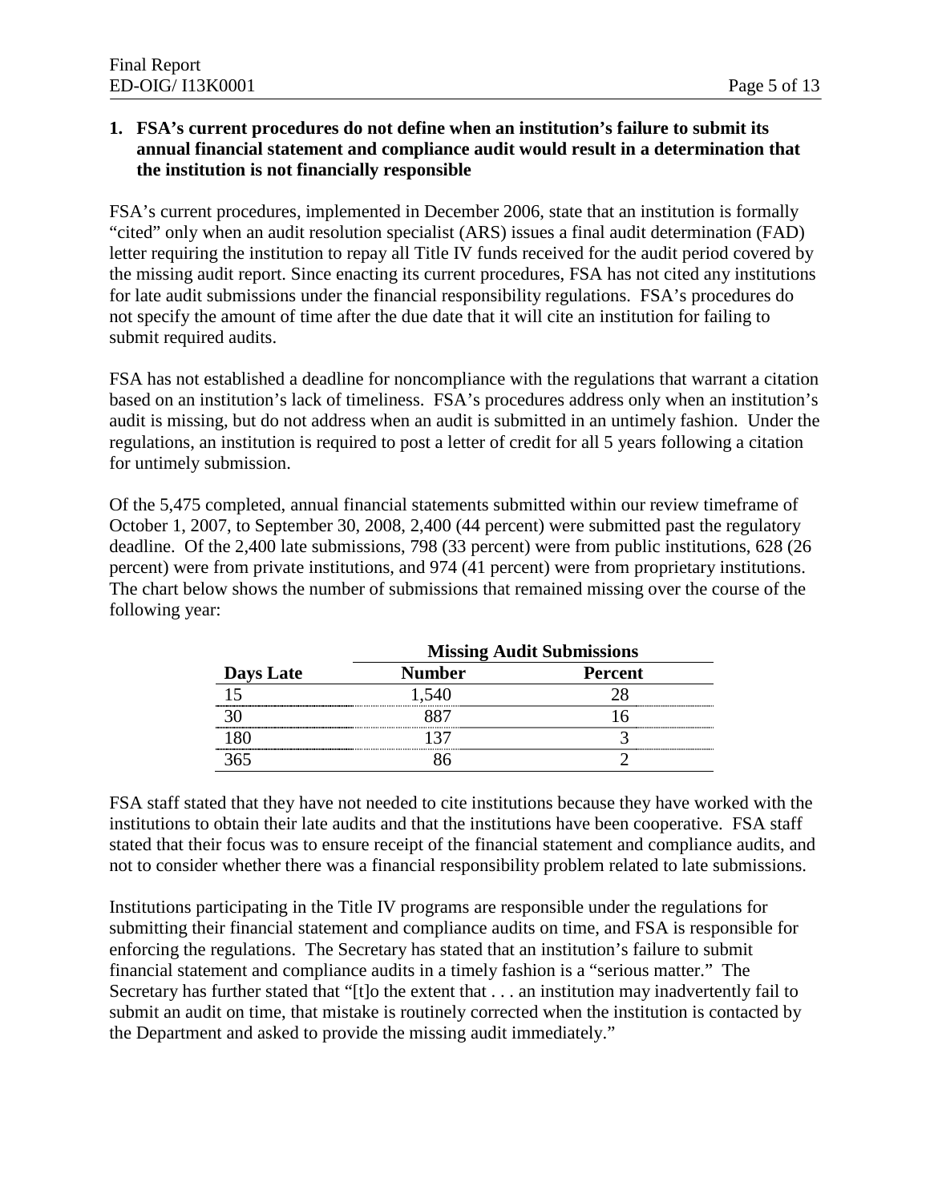### 1. FSA's current procedures do not define when an institution's failure to submit its annual financial statement and compliance audit would result in a determination that the institution is not financially responsible

FSA's current procedures, implemented in December 2006, state that an institution is formally "cited" only when an audit resolution specialist (ARS) issues a final audit determination (FAD) letter requiring the institution to repay all Title IV funds received for the audit period covered by the missing audit report. Since enacting its current procedures, FSA has not cited any institutions for late audit submissions under the financial responsibility regulations. FSA's procedures do not specify the amount of time after the due date that it will cite an institution for failing to submit required audits.

FSA has not established a deadline for noncompliance with the regulations that warrant a citation based on an institution's lack of timeliness. FSA's procedures address only when an institution's audit is missing, but do not address when an audit is submitted in an untimely fashion. Under the regulations, an institution is required to post a letter of credit for all 5 years following a citation for untimely submission.

Of the 5,475 completed, annual financial statements submitted within our review timeframe of October 1, 2007, to September 30, 2008, 2,400 (44 percent) were submitted past the regulatory deadline. Of the 2,400 late submissions, 798 (33 percent) were from public institutions, 628 (26 percent) were from private institutions, and 974 (41 percent) were from proprietary institutions. The chart below shows the number of submissions that remained missing over the course of the following year:

| | Missing Audit Submissions | |
|---|---|---|
| **Days Late** | **Number** | **Percent** |
| 15 | 1,540 | 28 |
| 30 | 887 | 16 |
| 180 | 137 | 3 |
| 365 | 86 | 2 |

FSA staff stated that they have not needed to cite institutions because they have worked with the institutions to obtain their late audits and that the institutions have been cooperative. FSA staff stated that their focus was to ensure receipt of the financial statement and compliance audits, and not to consider whether there was a financial responsibility problem related to late submissions.

Institutions participating in the Title IV programs are responsible under the regulations for submitting their financial statement and compliance audits on time, and FSA is responsible for enforcing the regulations. The Secretary has stated that an institution's failure to submit financial statement and compliance audits in a timely fashion is a "serious matter." The Secretary has further stated that "[t]o the extent that . . . an institution may inadvertently fail to submit an audit on time, that mistake is routinely corrected when the institution is contacted by the Department and asked to provide the missing audit immediately."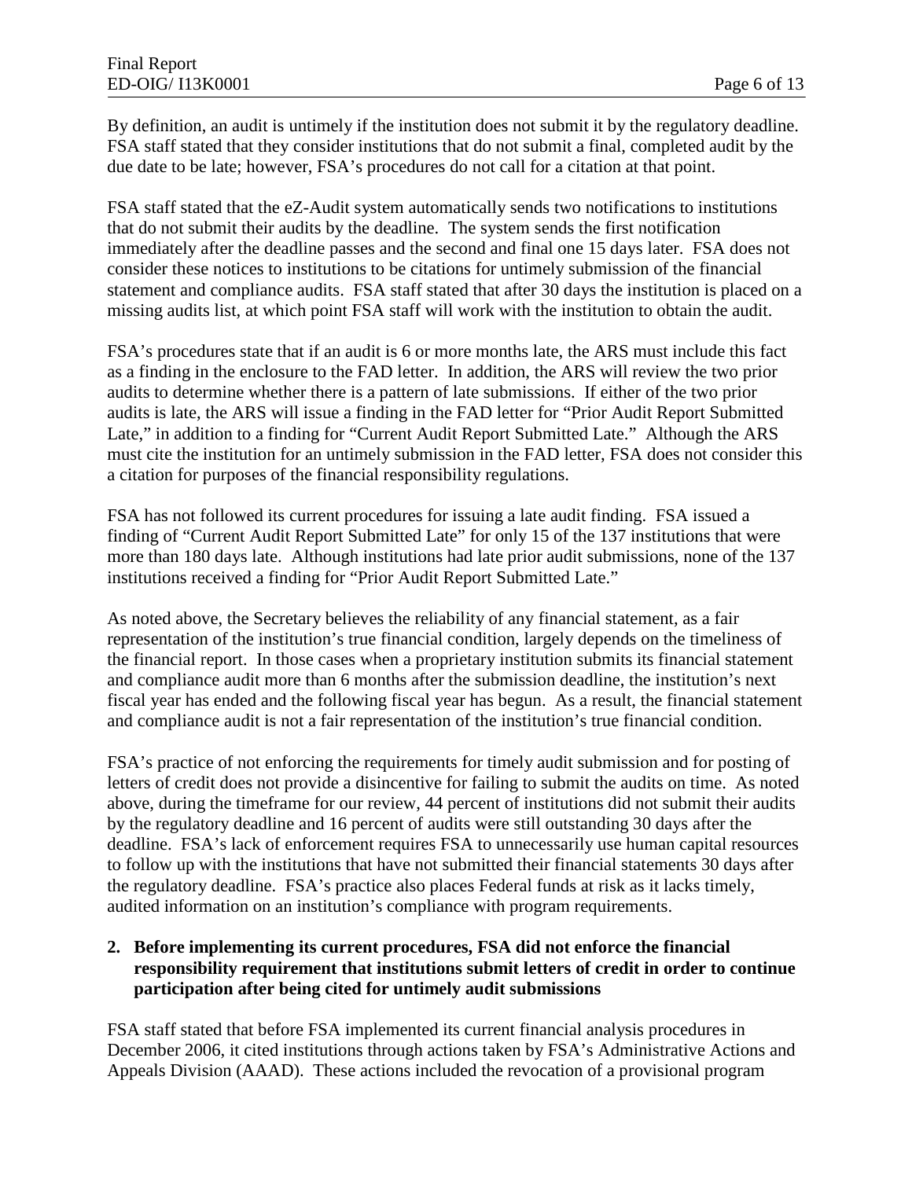By definition, an audit is untimely if the institution does not submit it by the regulatory deadline. FSA staff stated that they consider institutions that do not submit a final, completed audit by the due date to be late; however, FSA's procedures do not call for a citation at that point.

FSA staff stated that the eZ-Audit system automatically sends two notifications to institutions that do not submit their audits by the deadline. The system sends the first notification immediately after the deadline passes and the second and final one 15 days later. FSA does not consider these notices to institutions to be citations for untimely submission of the financial statement and compliance audits. FSA staff stated that after 30 days the institution is placed on a missing audits list, at which point FSA staff will work with the institution to obtain the audit.

FSA's procedures state that if an audit is 6 or more months late, the ARS must include this fact as a finding in the enclosure to the FAD letter. In addition, the ARS will review the two prior audits to determine whether there is a pattern of late submissions. If either of the two prior audits is late, the ARS will issue a finding in the FAD letter for "Prior Audit Report Submitted Late," in addition to a finding for "Current Audit Report Submitted Late." Although the ARS must cite the institution for an untimely submission in the FAD letter, FSA does not consider this a citation for purposes of the financial responsibility regulations.

FSA has not followed its current procedures for issuing a late audit finding. FSA issued a finding of "Current Audit Report Submitted Late" for only 15 of the 137 institutions that were more than 180 days late. Although institutions had late prior audit submissions, none of the 137 institutions received a finding for "Prior Audit Report Submitted Late."

As noted above, the Secretary believes the reliability of any financial statement, as a fair representation of the institution's true financial condition, largely depends on the timeliness of the financial report. In those cases when a proprietary institution submits its financial statement and compliance audit more than 6 months after the submission deadline, the institution's next fiscal year has ended and the following fiscal year has begun. As a result, the financial statement and compliance audit is not a fair representation of the institution's true financial condition.

FSA's practice of not enforcing the requirements for timely audit submission and for posting of letters of credit does not provide a disincentive for failing to submit the audits on time. As noted above, during the timeframe for our review, 44 percent of institutions did not submit their audits by the regulatory deadline and 16 percent of audits were still outstanding 30 days after the deadline. FSA's lack of enforcement requires FSA to unnecessarily use human capital resources to follow up with the institutions that have not submitted their financial statements 30 days after the regulatory deadline. FSA's practice also places Federal funds at risk as it lacks timely, audited information on an institution's compliance with program requirements.

**2. Before implementing its current procedures, FSA did not enforce the financial responsibility requirement that institutions submit letters of credit in order to continue participation after being cited for untimely audit submissions**

FSA staff stated that before FSA implemented its current financial analysis procedures in December 2006, it cited institutions through actions taken by FSA's Administrative Actions and Appeals Division (AAAD). These actions included the revocation of a provisional program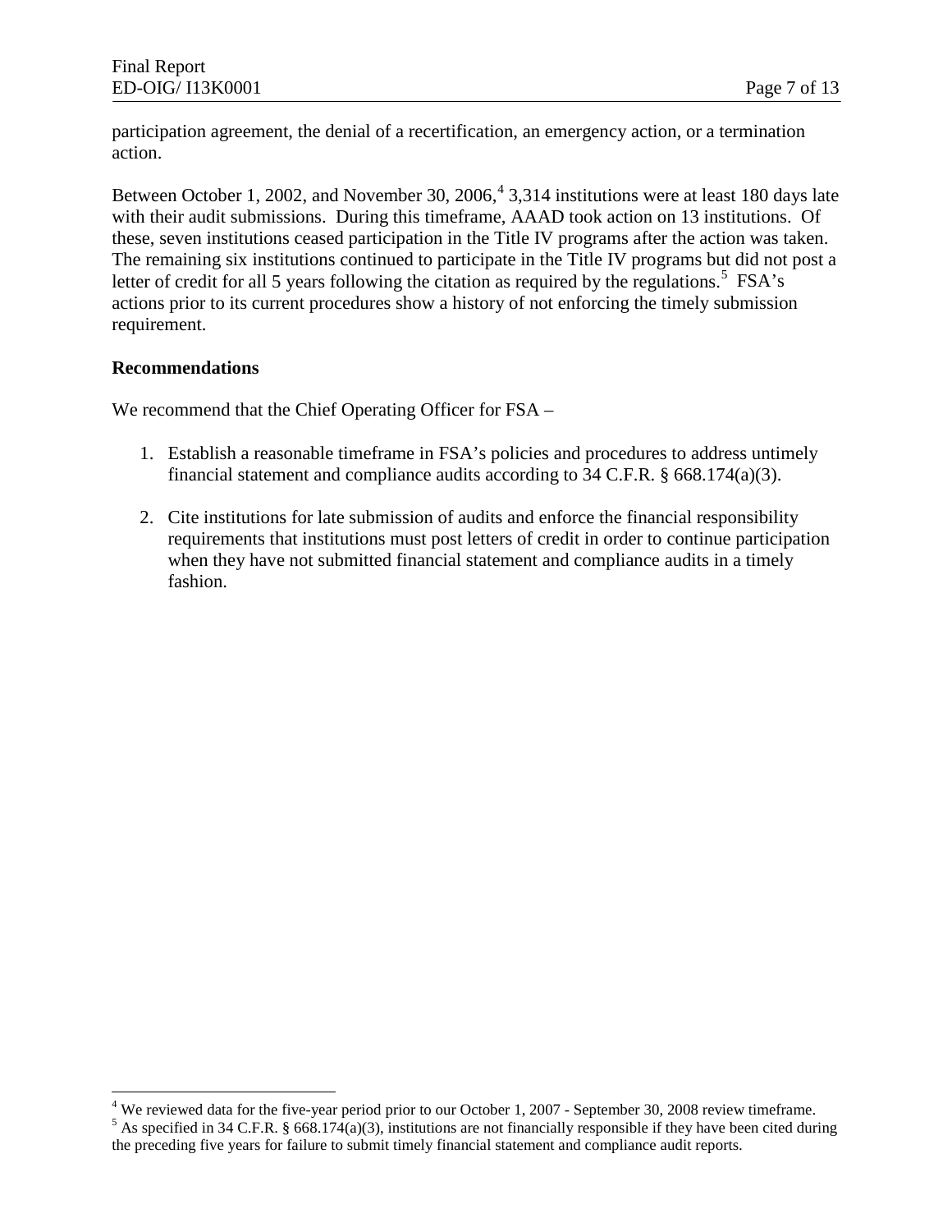participation agreement, the denial of a recertification, an emergency action, or a termination action.

Between October 1, 2002, and November 30, 2006,[4] 3,314 institutions were at least 180 days late with their audit submissions. During this timeframe, AAAD took action on 13 institutions. Of these, seven institutions ceased participation in the Title IV programs after the action was taken. The remaining six institutions continued to participate in the Title IV programs but did not post a letter of credit for all 5 years following the citation as required by the regulations.[5] FSA's actions prior to its current procedures show a history of not enforcing the timely submission requirement.

**Recommendations**

We recommend that the Chief Operating Officer for FSA –

1. Establish a reasonable timeframe in FSA's policies and procedures to address untimely financial statement and compliance audits according to 34 C.F.R. § 668.174(a)(3).

2. Cite institutions for late submission of audits and enforce the financial responsibility requirements that institutions must post letters of credit in order to continue participation when they have not submitted financial statement and compliance audits in a timely fashion.

---

[4] We reviewed data for the five-year period prior to our October 1, 2007 - September 30, 2008 review timeframe.

[5] As specified in 34 C.F.R. § 668.174(a)(3), institutions are not financially responsible if they have been cited during the preceding five years for failure to submit timely financial statement and compliance audit reports.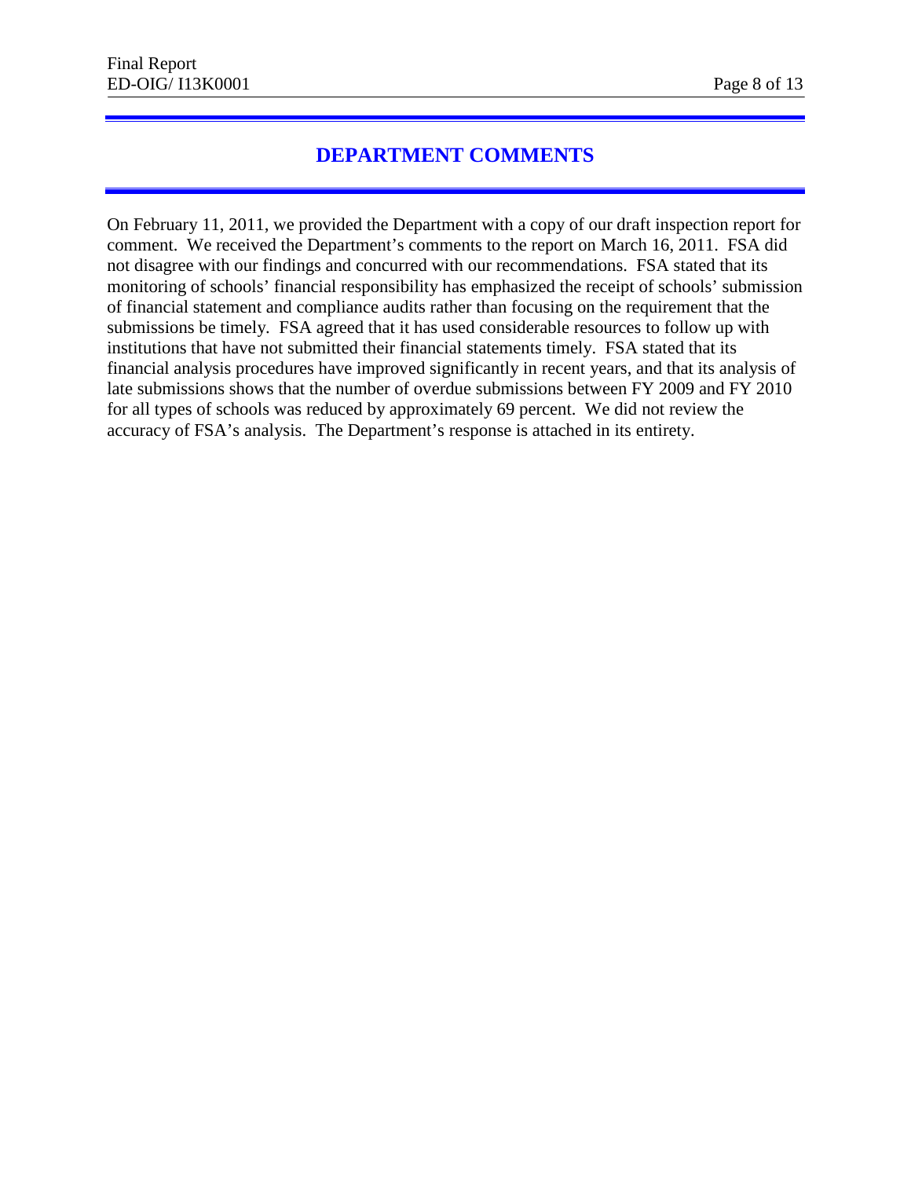## DEPARTMENT COMMENTS

On February 11, 2011, we provided the Department with a copy of our draft inspection report for comment. We received the Department's comments to the report on March 16, 2011. FSA did not disagree with our findings and concurred with our recommendations. FSA stated that its monitoring of schools' financial responsibility has emphasized the receipt of schools' submission of financial statement and compliance audits rather than focusing on the requirement that the submissions be timely. FSA agreed that it has used considerable resources to follow up with institutions that have not submitted their financial statements timely. FSA stated that its financial analysis procedures have improved significantly in recent years, and that its analysis of late submissions shows that the number of overdue submissions between FY 2009 and FY 2010 for all types of schools was reduced by approximately 69 percent. We did not review the accuracy of FSA's analysis. The Department's response is attached in its entirety.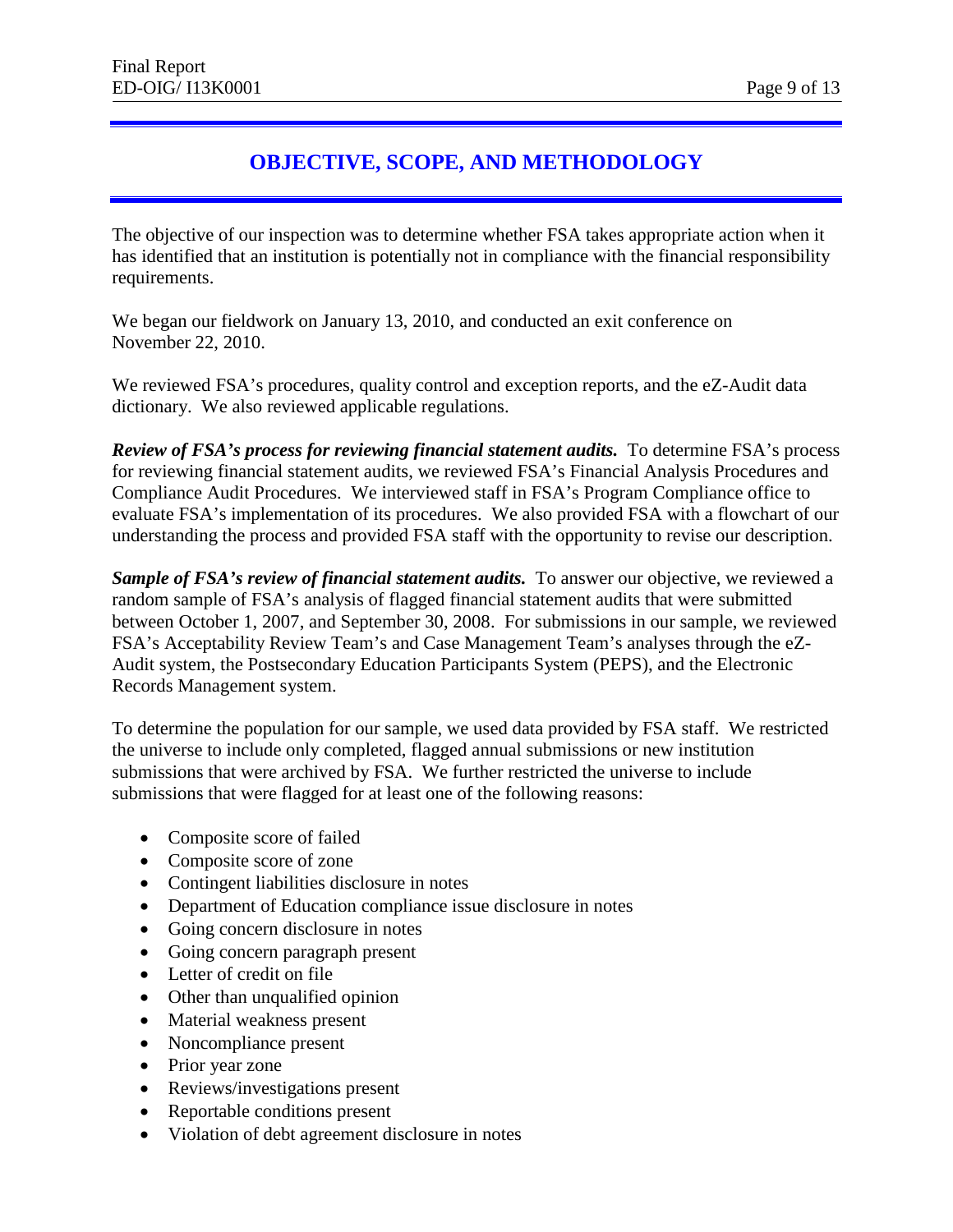# OBJECTIVE, SCOPE, AND METHODOLOGY

The objective of our inspection was to determine whether FSA takes appropriate action when it has identified that an institution is potentially not in compliance with the financial responsibility requirements.

We began our fieldwork on January 13, 2010, and conducted an exit conference on November 22, 2010.

We reviewed FSA's procedures, quality control and exception reports, and the eZ-Audit data dictionary. We also reviewed applicable regulations.

***Review of FSA's process for reviewing financial statement audits.*** To determine FSA's process for reviewing financial statement audits, we reviewed FSA's Financial Analysis Procedures and Compliance Audit Procedures. We interviewed staff in FSA's Program Compliance office to evaluate FSA's implementation of its procedures. We also provided FSA with a flowchart of our understanding the process and provided FSA staff with the opportunity to revise our description.

***Sample of FSA's review of financial statement audits.*** To answer our objective, we reviewed a random sample of FSA's analysis of flagged financial statement audits that were submitted between October 1, 2007, and September 30, 2008. For submissions in our sample, we reviewed FSA's Acceptability Review Team's and Case Management Team's analyses through the eZ-Audit system, the Postsecondary Education Participants System (PEPS), and the Electronic Records Management system.

To determine the population for our sample, we used data provided by FSA staff. We restricted the universe to include only completed, flagged annual submissions or new institution submissions that were archived by FSA. We further restricted the universe to include submissions that were flagged for at least one of the following reasons:

- Composite score of failed
- Composite score of zone
- Contingent liabilities disclosure in notes
- Department of Education compliance issue disclosure in notes
- Going concern disclosure in notes
- Going concern paragraph present
- Letter of credit on file
- Other than unqualified opinion
- Material weakness present
- Noncompliance present
- Prior year zone
- Reviews/investigations present
- Reportable conditions present
- Violation of debt agreement disclosure in notes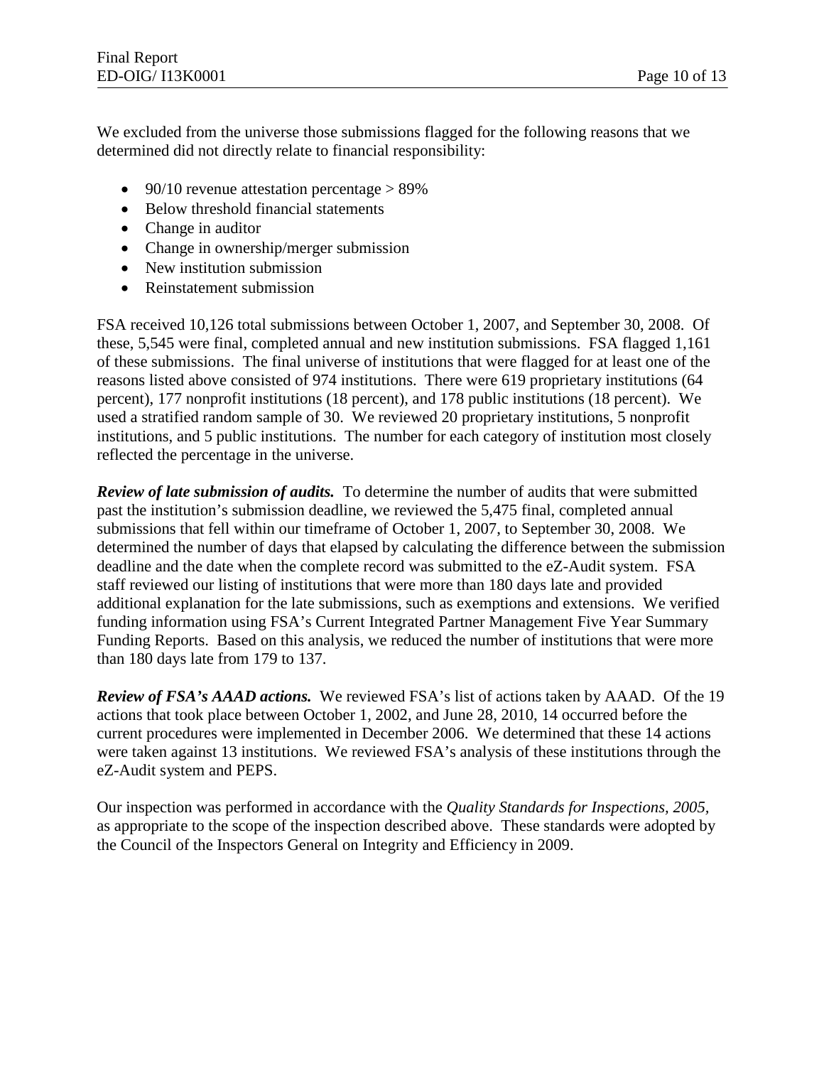We excluded from the universe those submissions flagged for the following reasons that we determined did not directly relate to financial responsibility:

- 90/10 revenue attestation percentage > 89%
- Below threshold financial statements
- Change in auditor
- Change in ownership/merger submission
- New institution submission
- Reinstatement submission

FSA received 10,126 total submissions between October 1, 2007, and September 30, 2008. Of these, 5,545 were final, completed annual and new institution submissions. FSA flagged 1,161 of these submissions. The final universe of institutions that were flagged for at least one of the reasons listed above consisted of 974 institutions. There were 619 proprietary institutions (64 percent), 177 nonprofit institutions (18 percent), and 178 public institutions (18 percent). We used a stratified random sample of 30. We reviewed 20 proprietary institutions, 5 nonprofit institutions, and 5 public institutions. The number for each category of institution most closely reflected the percentage in the universe.

***Review of late submission of audits.*** To determine the number of audits that were submitted past the institution's submission deadline, we reviewed the 5,475 final, completed annual submissions that fell within our timeframe of October 1, 2007, to September 30, 2008. We determined the number of days that elapsed by calculating the difference between the submission deadline and the date when the complete record was submitted to the eZ-Audit system. FSA staff reviewed our listing of institutions that were more than 180 days late and provided additional explanation for the late submissions, such as exemptions and extensions. We verified funding information using FSA's Current Integrated Partner Management Five Year Summary Funding Reports. Based on this analysis, we reduced the number of institutions that were more than 180 days late from 179 to 137.

***Review of FSA's AAAD actions.*** We reviewed FSA's list of actions taken by AAAD. Of the 19 actions that took place between October 1, 2002, and June 28, 2010, 14 occurred before the current procedures were implemented in December 2006. We determined that these 14 actions were taken against 13 institutions. We reviewed FSA's analysis of these institutions through the eZ-Audit system and PEPS.

Our inspection was performed in accordance with the *Quality Standards for Inspections, 2005,* as appropriate to the scope of the inspection described above. These standards were adopted by the Council of the Inspectors General on Integrity and Efficiency in 2009.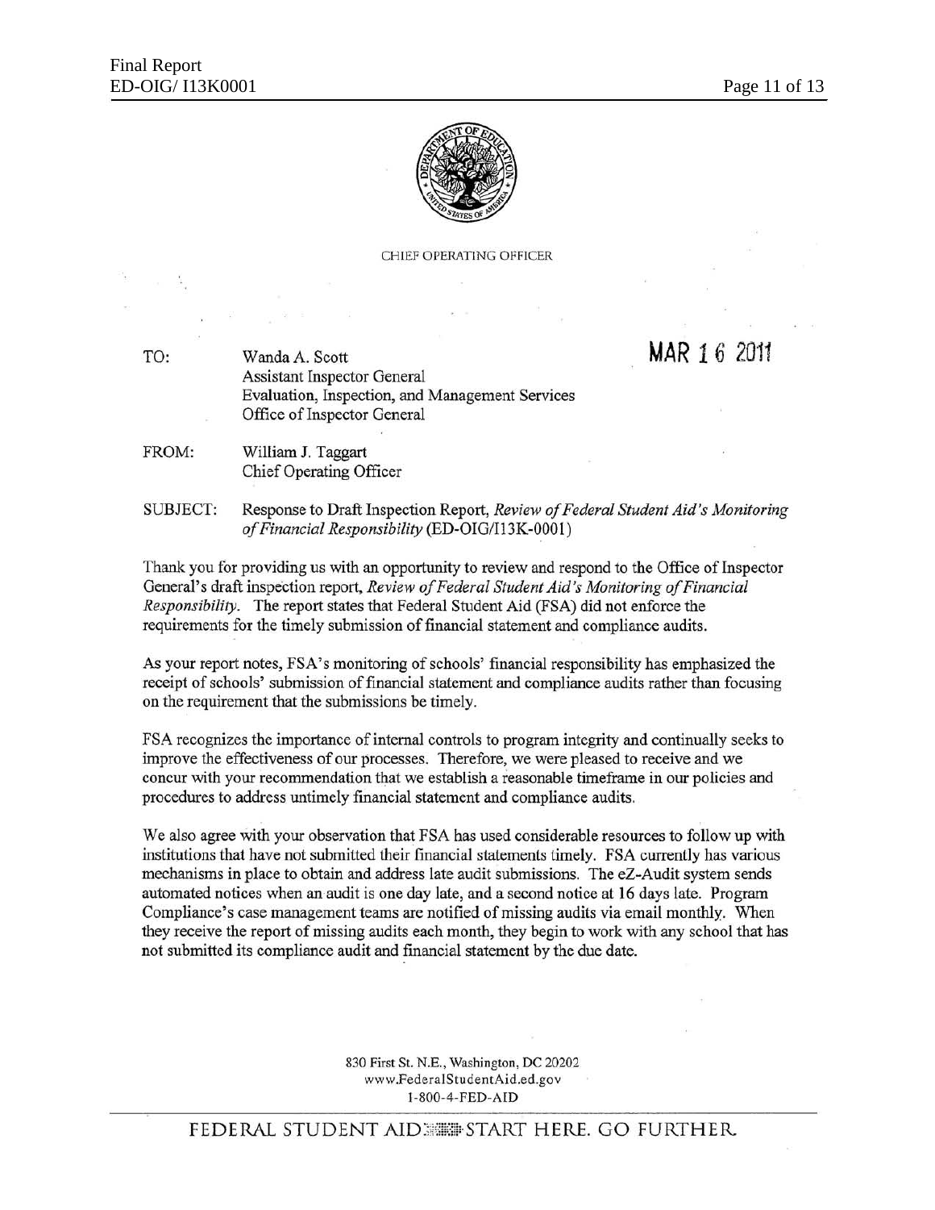CHIEF OPERATING OFFICER

MAR 16 2011

TO: Wanda A. Scott
Assistant Inspector General
Evaluation, Inspection, and Management Services
Office of Inspector General

FROM: William J. Taggart
Chief Operating Officer

SUBJECT: Response to Draft Inspection Report, *Review of Federal Student Aid's Monitoring of Financial Responsibility* (ED-OIG/I13K-0001)

Thank you for providing us with an opportunity to review and respond to the Office of Inspector General's draft inspection report, *Review of Federal Student Aid's Monitoring of Financial Responsibility*. The report states that Federal Student Aid (FSA) did not enforce the requirements for the timely submission of financial statement and compliance audits.

As your report notes, FSA's monitoring of schools' financial responsibility has emphasized the receipt of schools' submission of financial statement and compliance audits rather than focusing on the requirement that the submissions be timely.

FSA recognizes the importance of internal controls to program integrity and continually seeks to improve the effectiveness of our processes. Therefore, we were pleased to receive and we concur with your recommendation that we establish a reasonable timeframe in our policies and procedures to address untimely financial statement and compliance audits.

We also agree with your observation that FSA has used considerable resources to follow up with institutions that have not submitted their financial statements timely. FSA currently has various mechanisms in place to obtain and address late audit submissions. The eZ-Audit system sends automated notices when an audit is one day late, and a second notice at 16 days late. Program Compliance's case management teams are notified of missing audits via email monthly. When they receive the report of missing audits each month, they begin to work with any school that has not submitted its compliance audit and financial statement by the due date.

830 First St. N.E., Washington, DC 20202
www.FederalStudentAid.ed.gov
1-800-4-FED-AID

FEDERAL STUDENT AID START HERE. GO FURTHER.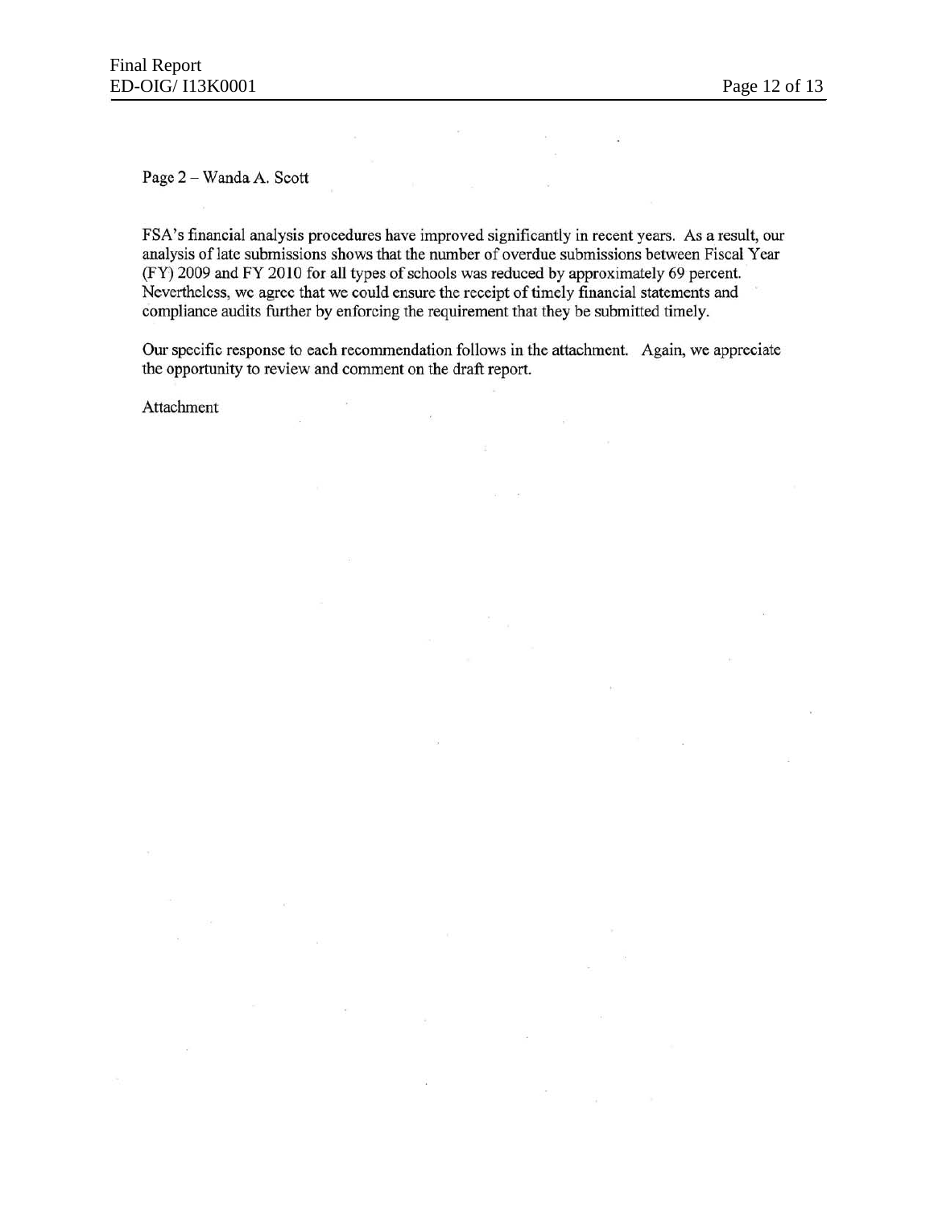Page 2 – Wanda A. Scott

FSA's financial analysis procedures have improved significantly in recent years. As a result, our analysis of late submissions shows that the number of overdue submissions between Fiscal Year (FY) 2009 and FY 2010 for all types of schools was reduced by approximately 69 percent. Nevertheless, we agree that we could ensure the receipt of timely financial statements and compliance audits further by enforcing the requirement that they be submitted timely.

Our specific response to each recommendation follows in the attachment. Again, we appreciate the opportunity to review and comment on the draft report.

Attachment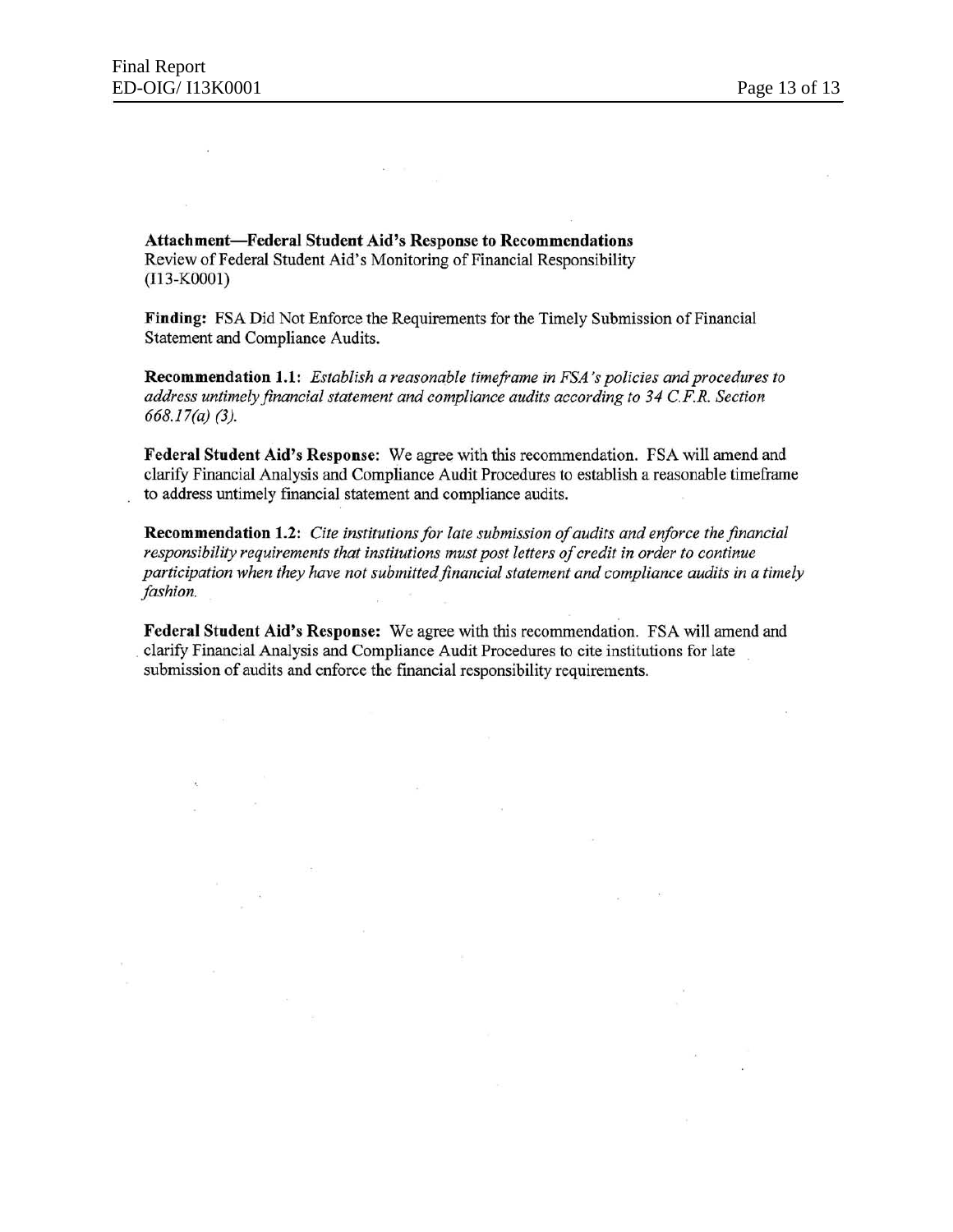**Attachment—Federal Student Aid's Response to Recommendations**
Review of Federal Student Aid's Monitoring of Financial Responsibility (I13-K0001)

**Finding:** FSA Did Not Enforce the Requirements for the Timely Submission of Financial Statement and Compliance Audits.

**Recommendation 1.1:** *Establish a reasonable timeframe in FSA's policies and procedures to address untimely financial statement and compliance audits according to 34 C.F.R. Section 668.17(a) (3).*

**Federal Student Aid's Response:** We agree with this recommendation. FSA will amend and clarify Financial Analysis and Compliance Audit Procedures to establish a reasonable timeframe to address untimely financial statement and compliance audits.

**Recommendation 1.2:** *Cite institutions for late submission of audits and enforce the financial responsibility requirements that institutions must post letters of credit in order to continue participation when they have not submitted financial statement and compliance audits in a timely fashion.*

**Federal Student Aid's Response:** We agree with this recommendation. FSA will amend and clarify Financial Analysis and Compliance Audit Procedures to cite institutions for late submission of audits and enforce the financial responsibility requirements.